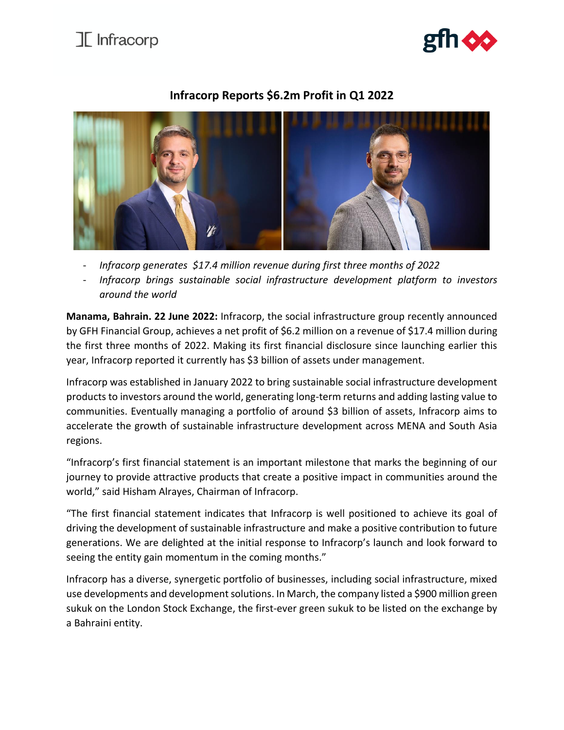# Infracorp Reports $6.2m Profit in Q1 2022

- *Infracorp generates $17.4 million revenue during first three months of 2022*
- *Infracorp brings sustainable social infrastructure development platform to investors around the world*

**Manama, Bahrain. 22 June 2022:** Infracorp, the social infrastructure group recently announced by GFH Financial Group, achieves a net profit of $6.2 million on a revenue of $17.4 million during the first three months of 2022. Making its first financial disclosure since launching earlier this year, Infracorp reported it currently has $3 billion of assets under management.

Infracorp was established in January 2022 to bring sustainable social infrastructure development products to investors around the world, generating long-term returns and adding lasting value to communities. Eventually managing a portfolio of around $3 billion of assets, Infracorp aims to accelerate the growth of sustainable infrastructure development across MENA and South Asia regions.

"Infracorp's first financial statement is an important milestone that marks the beginning of our journey to provide attractive products that create a positive impact in communities around the world," said Hisham Alrayes, Chairman of Infracorp.

"The first financial statement indicates that Infracorp is well positioned to achieve its goal of driving the development of sustainable infrastructure and make a positive contribution to future generations. We are delighted at the initial response to Infracorp's launch and look forward to seeing the entity gain momentum in the coming months."

Infracorp has a diverse, synergetic portfolio of businesses, including social infrastructure, mixed use developments and development solutions. In March, the company listed a $900 million green sukuk on the London Stock Exchange, the first-ever green sukuk to be listed on the exchange by a Bahraini entity.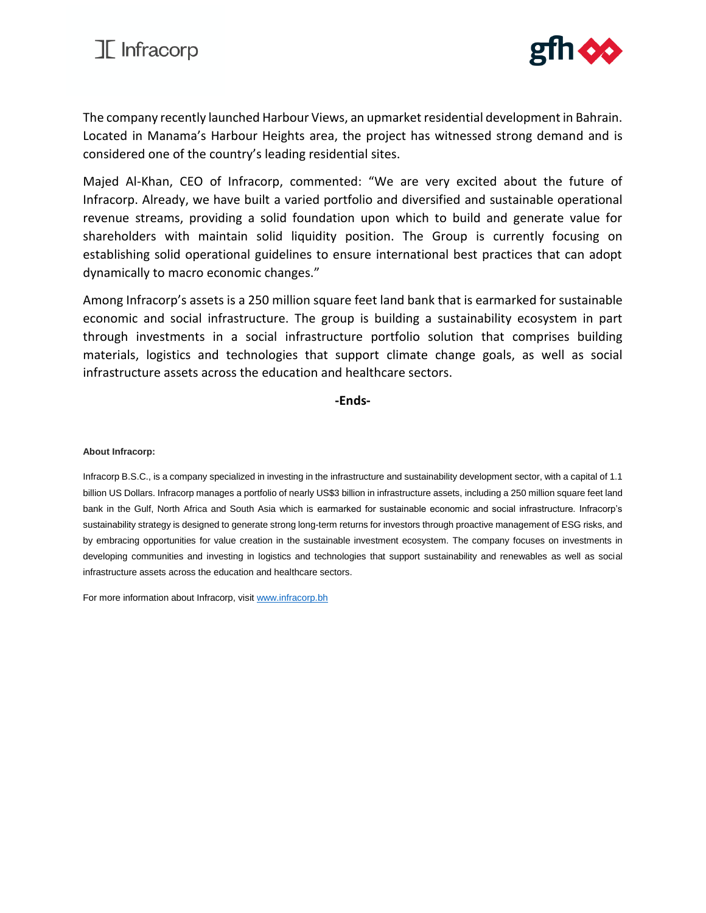The company recently launched Harbour Views, an upmarket residential development in Bahrain. Located in Manama's Harbour Heights area, the project has witnessed strong demand and is considered one of the country's leading residential sites.

Majed Al-Khan, CEO of Infracorp, commented: "We are very excited about the future of Infracorp. Already, we have built a varied portfolio and diversified and sustainable operational revenue streams, providing a solid foundation upon which to build and generate value for shareholders with maintain solid liquidity position. The Group is currently focusing on establishing solid operational guidelines to ensure international best practices that can adopt dynamically to macro economic changes."

Among Infracorp's assets is a 250 million square feet land bank that is earmarked for sustainable economic and social infrastructure. The group is building a sustainability ecosystem in part through investments in a social infrastructure portfolio solution that comprises building materials, logistics and technologies that support climate change goals, as well as social infrastructure assets across the education and healthcare sectors.

**-Ends-**

**About Infracorp:**

Infracorp B.S.C., is a company specialized in investing in the infrastructure and sustainability development sector, with a capital of 1.1 billion US Dollars. Infracorp manages a portfolio of nearly US$3 billion in infrastructure assets, including a 250 million square feet land bank in the Gulf, North Africa and South Asia which is earmarked for sustainable economic and social infrastructure. Infracorp's sustainability strategy is designed to generate strong long-term returns for investors through proactive management of ESG risks, and by embracing opportunities for value creation in the sustainable investment ecosystem. The company focuses on investments in developing communities and investing in logistics and technologies that support sustainability and renewables as well as social infrastructure assets across the education and healthcare sectors.

For more information about Infracorp, visit www.infracorp.bh